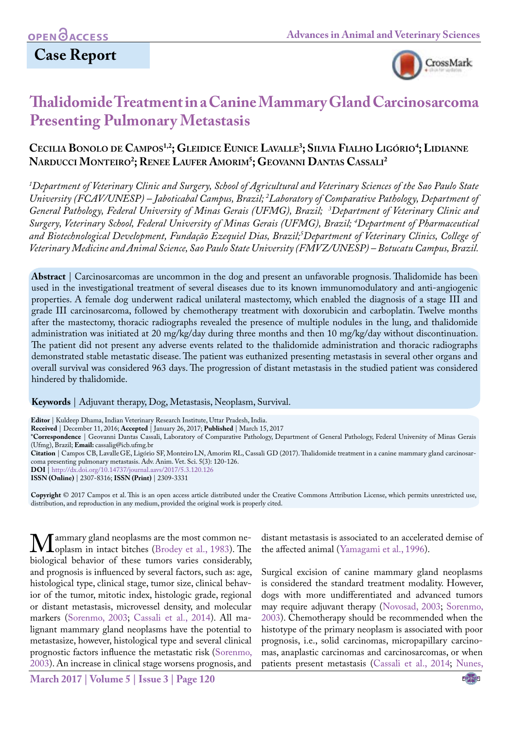# Case Report

# Thalidomide Treatment in a Canine Mammary Gland Carcinosarcoma Presenting Pulmonary Metastasis

**Cecilia Bonolo de Campos[1,2]; Gleidice Eunice Lavalle[3]; Silvia Fialho Ligório[4]; Lidianne Narducci Monteiro[2]; Renee Laufer Amorim[5]; Geovanni Dantas Cassali[2]**

*[1]Department of Veterinary Clinic and Surgery, School of Agricultural and Veterinary Sciences of the Sao Paulo State University (FCAV/UNESP) – Jaboticabal Campus, Brazil; [2]Laboratory of Comparative Pathology, Department of General Pathology, Federal University of Minas Gerais (UFMG), Brazil; [3]Department of Veterinary Clinic and Surgery, Veterinary School, Federal University of Minas Gerais (UFMG), Brazil; [4]Department of Pharmaceutical and Biotechnological Development, Fundação Ezequiel Dias, Brazil;[5]Department of Veterinary Clinics, College of Veterinary Medicine and Animal Science, Sao Paulo State University (FMVZ/UNESP) – Botucatu Campus, Brazil.*

**Abstract** | Carcinosarcomas are uncommon in the dog and present an unfavorable prognosis. Thalidomide has been used in the investigational treatment of several diseases due to its known immunomodulatory and anti-angiogenic properties. A female dog underwent radical unilateral mastectomy, which enabled the diagnosis of a stage III and grade III carcinosarcoma, followed by chemotherapy treatment with doxorubicin and carboplatin. Twelve months after the mastectomy, thoracic radiographs revealed the presence of multiple nodules in the lung, and thalidomide administration was initiated at 20 mg/kg/day during three months and then 10 mg/kg/day without discontinuation. The patient did not present any adverse events related to the thalidomide administration and thoracic radiographs demonstrated stable metastatic disease. The patient was euthanized presenting metastasis in several other organs and overall survival was considered 963 days. The progression of distant metastasis in the studied patient was considered hindered by thalidomide.

**Keywords** | Adjuvant therapy, Dog, Metastasis, Neoplasm, Survival.

**Editor** | Kuldeep Dhama, Indian Veterinary Research Institute, Uttar Pradesh, India.
**Received** | December 11, 2016; **Accepted** | January 26, 2017; **Published** | March 15, 2017
***Correspondence** | Geovanni Dantas Cassali, Laboratory of Comparative Pathology, Department of General Pathology, Federal University of Minas Gerais (Ufmg), Brazil; **Email:** cassalig@icb.ufmg.br
**Citation** | Campos CB, Lavalle GE, Ligório SF, Monteiro LN, Amorim RL, Cassali GD (2017). Thalidomide treatment in a canine mammary gland carcinosarcoma presenting pulmonary metastasis. Adv. Anim. Vet. Sci. 5(3): 120-126.
**DOI** | http://dx.doi.org/10.14737/journal.aavs/2017/5.3.120.126
**ISSN (Online)** | 2307-8316; **ISSN (Print)** | 2309-3331

**Copyright** © 2017 Campos et al. This is an open access article distributed under the Creative Commons Attribution License, which permits unrestricted use, distribution, and reproduction in any medium, provided the original work is properly cited.

Mammary gland neoplasms are the most common neoplasm in intact bitches (Brodey et al., 1983). The biological behavior of these tumors varies considerably, and prognosis is influenced by several factors, such as: age, histological type, clinical stage, tumor size, clinical behavior of the tumor, mitotic index, histologic grade, regional or distant metastasis, microvessel density, and molecular markers (Sorenmo, 2003; Cassali et al., 2014). All malignant mammary gland neoplasms have the potential to metastasize, however, histological type and several clinical prognostic factors influence the metastatic risk (Sorenmo, 2003). An increase in clinical stage worsens prognosis, and distant metastasis is associated to an accelerated demise of the affected animal (Yamagami et al., 1996).

Surgical excision of canine mammary gland neoplasms is considered the standard treatment modality. However, dogs with more undifferentiated and advanced tumors may require adjuvant therapy (Novosad, 2003; Sorenmo, 2003). Chemotherapy should be recommended when the histotype of the primary neoplasm is associated with poor prognosis, i.e., solid carcinomas, micropapillary carcinomas, anaplastic carcinomas and carcinosarcomas, or when patients present metastasis (Cassali et al., 2014; Nunes,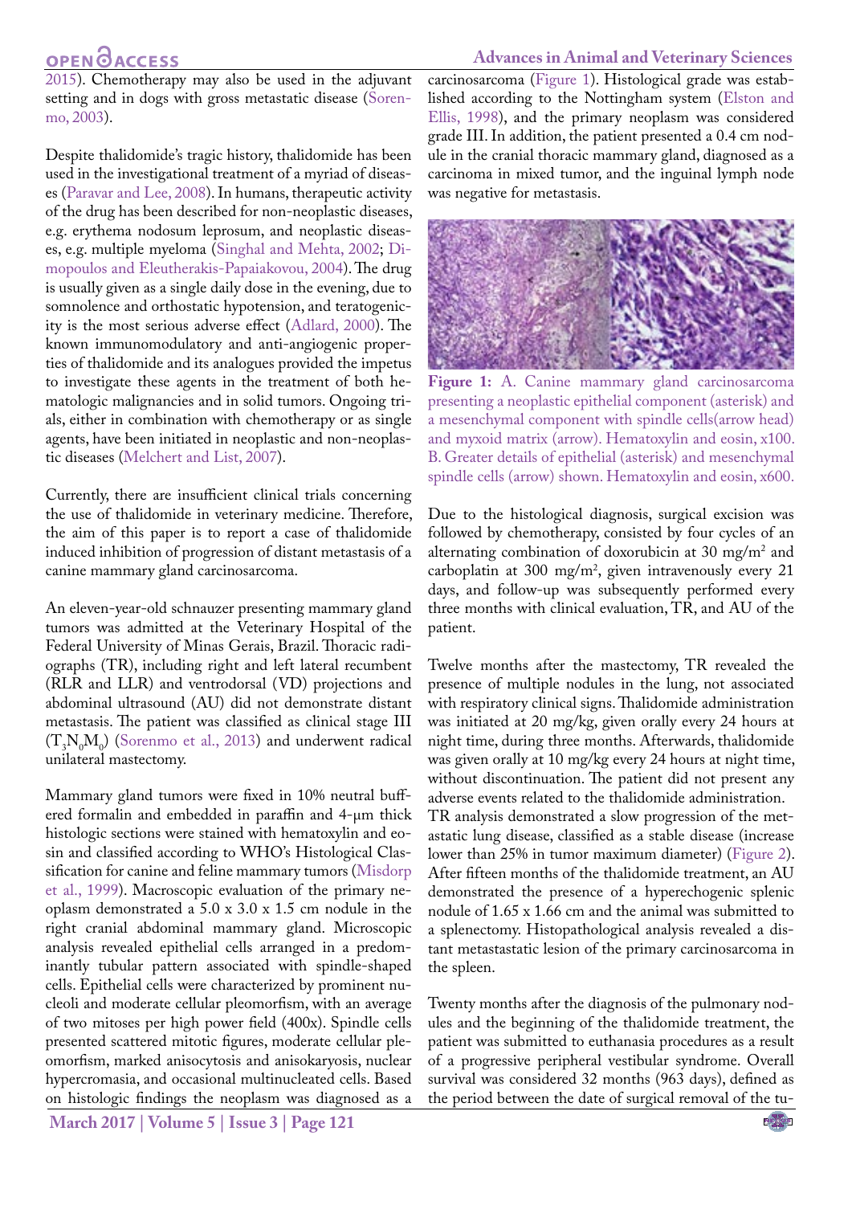2015). Chemotherapy may also be used in the adjuvant setting and in dogs with gross metastatic disease (Sorenmo, 2003).

Despite thalidomide's tragic history, thalidomide has been used in the investigational treatment of a myriad of diseases (Paravar and Lee, 2008). In humans, therapeutic activity of the drug has been described for non-neoplastic diseases, e.g. erythema nodosum leprosum, and neoplastic diseases, e.g. multiple myeloma (Singhal and Mehta, 2002; Dimopoulos and Eleutherakis-Papaiakovou, 2004). The drug is usually given as a single daily dose in the evening, due to somnolence and orthostatic hypotension, and teratogenicity is the most serious adverse effect (Adlard, 2000). The known immunomodulatory and anti-angiogenic properties of thalidomide and its analogues provided the impetus to investigate these agents in the treatment of both hematologic malignancies and in solid tumors. Ongoing trials, either in combination with chemotherapy or as single agents, have been initiated in neoplastic and non-neoplastic diseases (Melchert and List, 2007).

Currently, there are insufficient clinical trials concerning the use of thalidomide in veterinary medicine. Therefore, the aim of this paper is to report a case of thalidomide induced inhibition of progression of distant metastasis of a canine mammary gland carcinosarcoma.

An eleven-year-old schnauzer presenting mammary gland tumors was admitted at the Veterinary Hospital of the Federal University of Minas Gerais, Brazil. Thoracic radiographs (TR), including right and left lateral recumbent (RLR and LLR) and ventrodorsal (VD) projections and abdominal ultrasound (AU) did not demonstrate distant metastasis. The patient was classified as clinical stage III ($T_3N_0M_0$) (Sorenmo et al., 2013) and underwent radical unilateral mastectomy.

Mammary gland tumors were fixed in 10% neutral buffered formalin and embedded in paraffin and 4-μm thick histologic sections were stained with hematoxylin and eosin and classified according to WHO's Histological Classification for canine and feline mammary tumors (Misdorp et al., 1999). Macroscopic evaluation of the primary neoplasm demonstrated a 5.0 x 3.0 x 1.5 cm nodule in the right cranial abdominal mammary gland. Microscopic analysis revealed epithelial cells arranged in a predominantly tubular pattern associated with spindle-shaped cells. Epithelial cells were characterized by prominent nucleoli and moderate cellular pleomorfism, with an average of two mitoses per high power field (400x). Spindle cells presented scattered mitotic figures, moderate cellular pleomorfism, marked anisocytosis and anisokaryosis, nuclear hypercromasia, and occasional multinucleated cells. Based on histologic findings the neoplasm was diagnosed as a carcinosarcoma (Figure 1). Histological grade was established according to the Nottingham system (Elston and Ellis, 1998), and the primary neoplasm was considered grade III. In addition, the patient presented a 0.4 cm nodule in the cranial thoracic mammary gland, diagnosed as a carcinoma in mixed tumor, and the inguinal lymph node was negative for metastasis.

**Figure 1:** A. Canine mammary gland carcinosarcoma presenting a neoplastic epithelial component (asterisk) and a mesenchymal component with spindle cells(arrow head) and myxoid matrix (arrow). Hematoxylin and eosin, x100. B. Greater details of epithelial (asterisk) and mesenchymal spindle cells (arrow) shown. Hematoxylin and eosin, x600.

Due to the histological diagnosis, surgical excision was followed by chemotherapy, consisted by four cycles of an alternating combination of doxorubicin at 30 mg/m² and carboplatin at 300 mg/m², given intravenously every 21 days, and follow-up was subsequently performed every three months with clinical evaluation, TR, and AU of the patient.

Twelve months after the mastectomy, TR revealed the presence of multiple nodules in the lung, not associated with respiratory clinical signs. Thalidomide administration was initiated at 20 mg/kg, given orally every 24 hours at night time, during three months. Afterwards, thalidomide was given orally at 10 mg/kg every 24 hours at night time, without discontinuation. The patient did not present any adverse events related to the thalidomide administration.
TR analysis demonstrated a slow progression of the metastatic lung disease, classified as a stable disease (increase lower than 25% in tumor maximum diameter) (Figure 2). After fifteen months of the thalidomide treatment, an AU demonstrated the presence of a hyperechogenic splenic nodule of 1.65 x 1.66 cm and the animal was submitted to a splenectomy. Histopathological analysis revealed a distant metastatastic lesion of the primary carcinosarcoma in the spleen.

Twenty months after the diagnosis of the pulmonary nodules and the beginning of the thalidomide treatment, the patient was submitted to euthanasia procedures as a result of a progressive peripheral vestibular syndrome. Overall survival was considered 32 months (963 days), defined as the period between the date of surgical removal of the tu-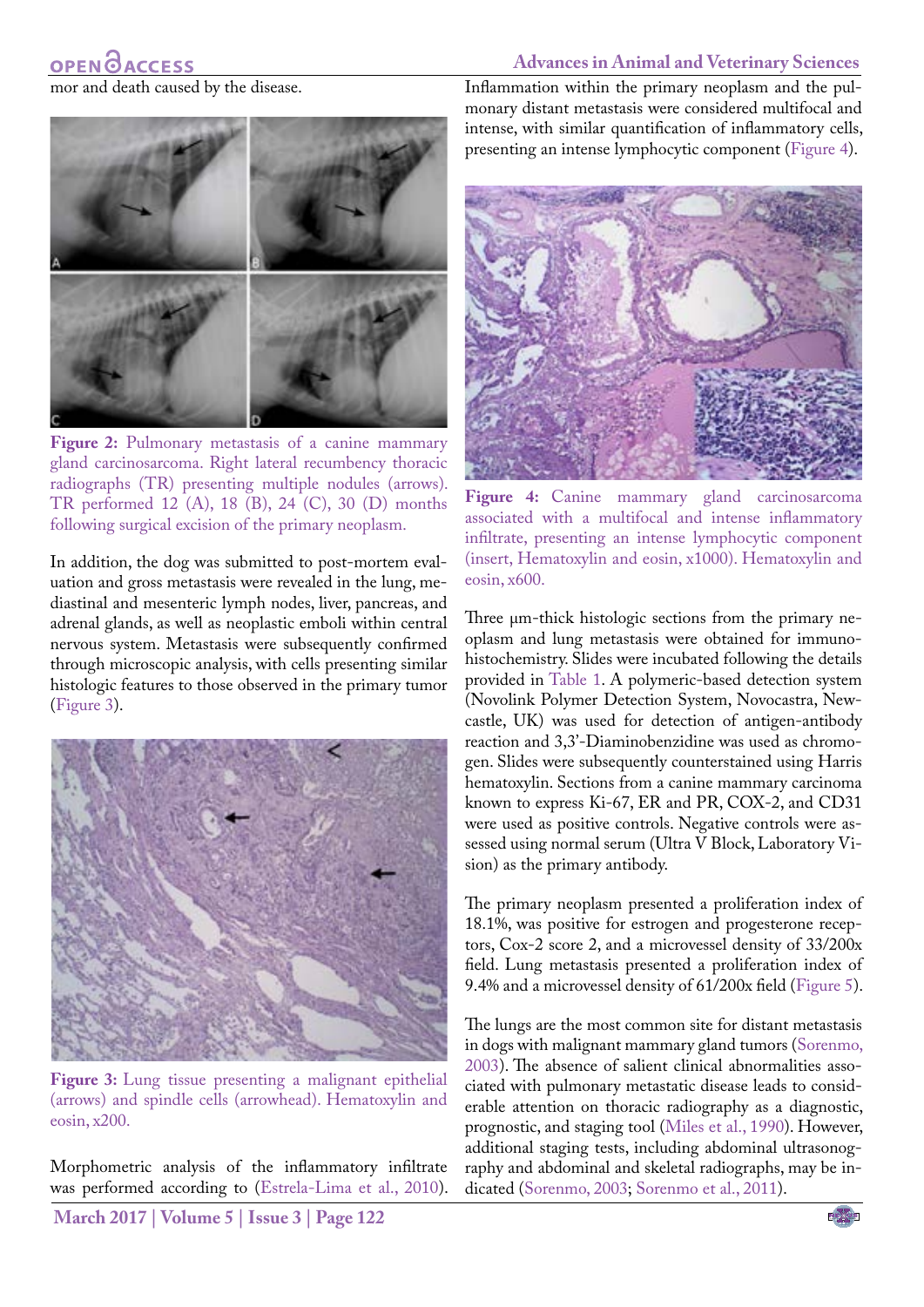mor and death caused by the disease.

**Figure 2:** Pulmonary metastasis of a canine mammary gland carcinosarcoma. Right lateral recumbency thoracic radiographs (TR) presenting multiple nodules (arrows). TR performed 12 (A), 18 (B), 24 (C), 30 (D) months following surgical excision of the primary neoplasm.

In addition, the dog was submitted to post-mortem evaluation and gross metastasis were revealed in the lung, mediastinal and mesenteric lymph nodes, liver, pancreas, and adrenal glands, as well as neoplastic emboli within central nervous system. Metastasis were subsequently confirmed through microscopic analysis, with cells presenting similar histologic features to those observed in the primary tumor (Figure 3).

**Figure 3:** Lung tissue presenting a malignant epithelial (arrows) and spindle cells (arrowhead). Hematoxylin and eosin, x200.

Morphometric analysis of the inflammatory infiltrate was performed according to (Estrela-Lima et al., 2010). Inflammation within the primary neoplasm and the pulmonary distant metastasis were considered multifocal and intense, with similar quantification of inflammatory cells, presenting an intense lymphocytic component (Figure 4).

**Figure 4:** Canine mammary gland carcinosarcoma associated with a multifocal and intense inflammatory infiltrate, presenting an intense lymphocytic component (insert, Hematoxylin and eosin, x1000). Hematoxylin and eosin, x600.

Three μm-thick histologic sections from the primary neoplasm and lung metastasis were obtained for immunohistochemistry. Slides were incubated following the details provided in Table 1. A polymeric-based detection system (Novolink Polymer Detection System, Novocastra, Newcastle, UK) was used for detection of antigen-antibody reaction and 3,3'-Diaminobenzidine was used as chromogen. Slides were subsequently counterstained using Harris hematoxylin. Sections from a canine mammary carcinoma known to express Ki-67, ER and PR, COX-2, and CD31 were used as positive controls. Negative controls were assessed using normal serum (Ultra V Block, Laboratory Vision) as the primary antibody.

The primary neoplasm presented a proliferation index of 18.1%, was positive for estrogen and progesterone receptors, Cox-2 score 2, and a microvessel density of 33/200x field. Lung metastasis presented a proliferation index of 9.4% and a microvessel density of 61/200x field (Figure 5).

The lungs are the most common site for distant metastasis in dogs with malignant mammary gland tumors (Sorenmo, 2003). The absence of salient clinical abnormalities associated with pulmonary metastatic disease leads to considerable attention on thoracic radiography as a diagnostic, prognostic, and staging tool (Miles et al., 1990). However, additional staging tests, including abdominal ultrasonography and abdominal and skeletal radiographs, may be indicated (Sorenmo, 2003; Sorenmo et al., 2011).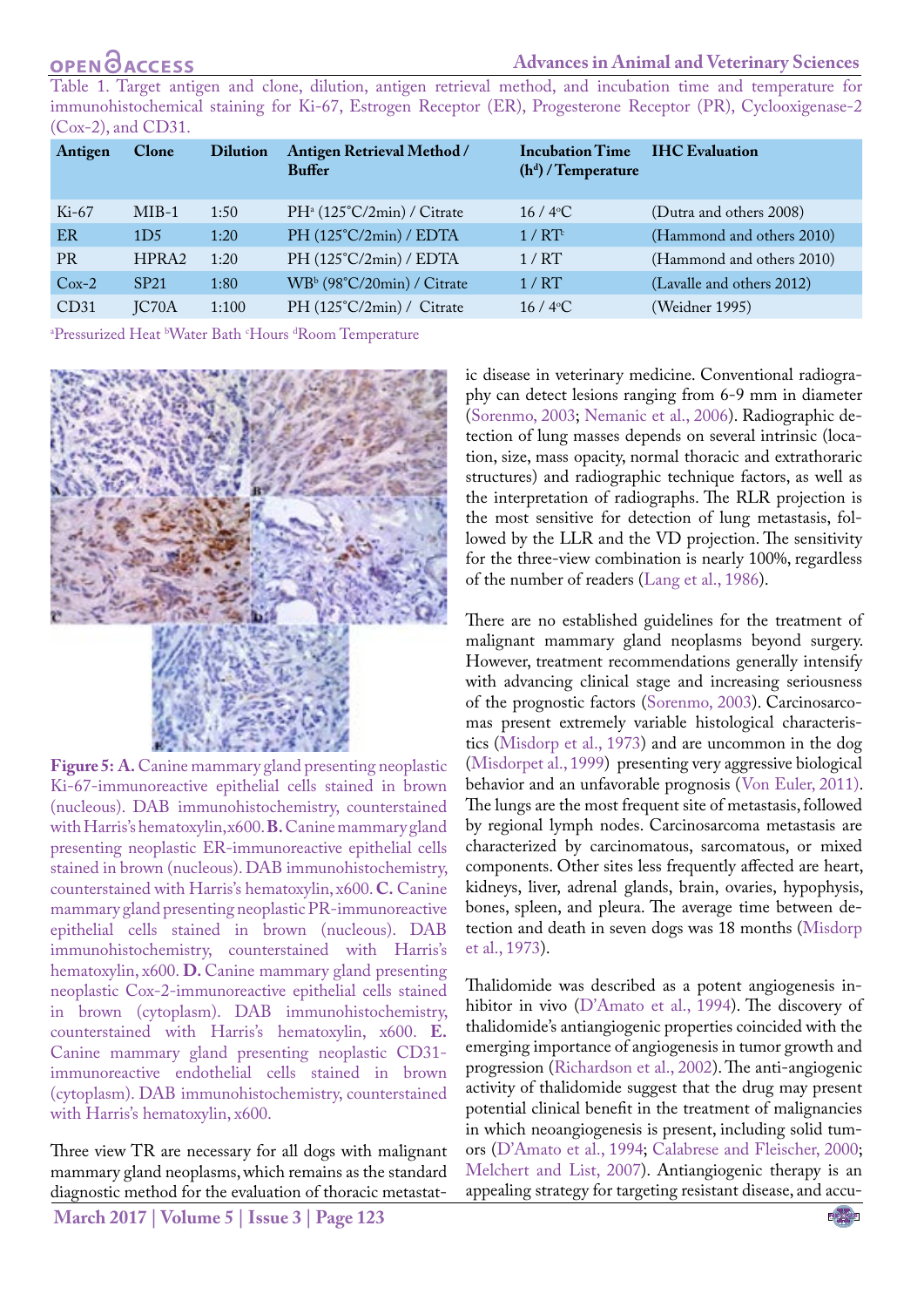Table 1. Target antigen and clone, dilution, antigen retrieval method, and incubation time and temperature for immunohistochemical staining for Ki-67, Estrogen Receptor (ER), Progesterone Receptor (PR), Cyclooxygenase-2 (Cox-2), and CD31.

| Antigen | Clone | Dilution | Antigen Retrieval Method / Buffer | Incubation Time (h[c]) / Temperature | IHC Evaluation |
|---|---|---|---|---|---|
| Ki-67 | MIB-1 | 1:50 | PH[a] (125°C/2min) / Citrate | 16 / 4°C | (Dutra and others 2008) |
| ER | 1D5 | 1:20 | PH (125°C/2min) / EDTA | 1 / RT[d] | (Hammond and others 2010) |
| PR | HPRA2 | 1:20 | PH (125°C/2min) / EDTA | 1 / RT | (Hammond and others 2010) |
| Cox-2 | SP21 | 1:80 | WB[b] (98°C/20min) / Citrate | 1 / RT | (Lavalle and others 2012) |
| CD31 | JC70A | 1:100 | PH (125°C/2min) / Citrate | 16 / 4°C | (Weidner 1995) |

[a]Pressurized Heat [b]Water Bath [c]Hours [d]Room Temperature

**Figure 5: A.** Canine mammary gland presenting neoplastic Ki-67-immunoreactive epithelial cells stained in brown (nucleous). DAB immunohistochemistry, counterstained with Harris's hematoxylin, x600. **B.** Canine mammary gland presenting neoplastic ER-immunoreactive epithelial cells stained in brown (nucleous). DAB immunohistochemistry, counterstained with Harris's hematoxylin, x600. **C.** Canine mammary gland presenting neoplastic PR-immunoreactive epithelial cells stained in brown (nucleous). DAB immunohistochemistry, counterstained with Harris's hematoxylin, x600. **D.** Canine mammary gland presenting neoplastic Cox-2-immunoreactive epithelial cells stained in brown (cytoplasm). DAB immunohistochemistry, counterstained with Harris's hematoxylin, x600. **E.** Canine mammary gland presenting neoplastic CD31-immunoreactive endothelial cells stained in brown (cytoplasm). DAB immunohistochemistry, counterstained with Harris's hematoxylin, x600.

Three view TR are necessary for all dogs with malignant mammary gland neoplasms, which remains as the standard diagnostic method for the evaluation of thoracic metastatic disease in veterinary medicine. Conventional radiography can detect lesions ranging from 6-9 mm in diameter (Sorenmo, 2003; Nemanic et al., 2006). Radiographic detection of lung masses depends on several intrinsic (location, size, mass opacity, normal thoracic and extrathoracic structures) and radiographic technique factors, as well as the interpretation of radiographs. The RLR projection is the most sensitive for detection of lung metastasis, followed by the LLR and the VD projection. The sensitivity for the three-view combination is nearly 100%, regardless of the number of readers (Lang et al., 1986).

There are no established guidelines for the treatment of malignant mammary gland neoplasms beyond surgery. However, treatment recommendations generally intensify with advancing clinical stage and increasing seriousness of the prognostic factors (Sorenmo, 2003). Carcinosarcomas present extremely variable histological characteristics (Misdorp et al., 1973) and are uncommon in the dog (Misdorpet al., 1999) presenting very aggressive biological behavior and an unfavorable prognosis (Von Euler, 2011). The lungs are the most frequent site of metastasis, followed by regional lymph nodes. Carcinosarcoma metastasis are characterized by carcinomatous, sarcomatous, or mixed components. Other sites less frequently affected are heart, kidneys, liver, adrenal glands, brain, ovaries, hypophysis, bones, spleen, and pleura. The average time between detection and death in seven dogs was 18 months (Misdorp et al., 1973).

Thalidomide was described as a potent angiogenesis inhibitor in vivo (D'Amato et al., 1994). The discovery of thalidomide's antiangiogenic properties coincided with the emerging importance of angiogenesis in tumor growth and progression (Richardson et al., 2002). The anti-angiogenic activity of thalidomide suggest that the drug may present potential clinical benefit in the treatment of malignancies in which neoangiogenesis is present, including solid tumors (D'Amato et al., 1994; Calabrese and Fleischer, 2000; Melchert and List, 2007). Antiangiogenic therapy is an appealing strategy for targeting resistant disease, and accu-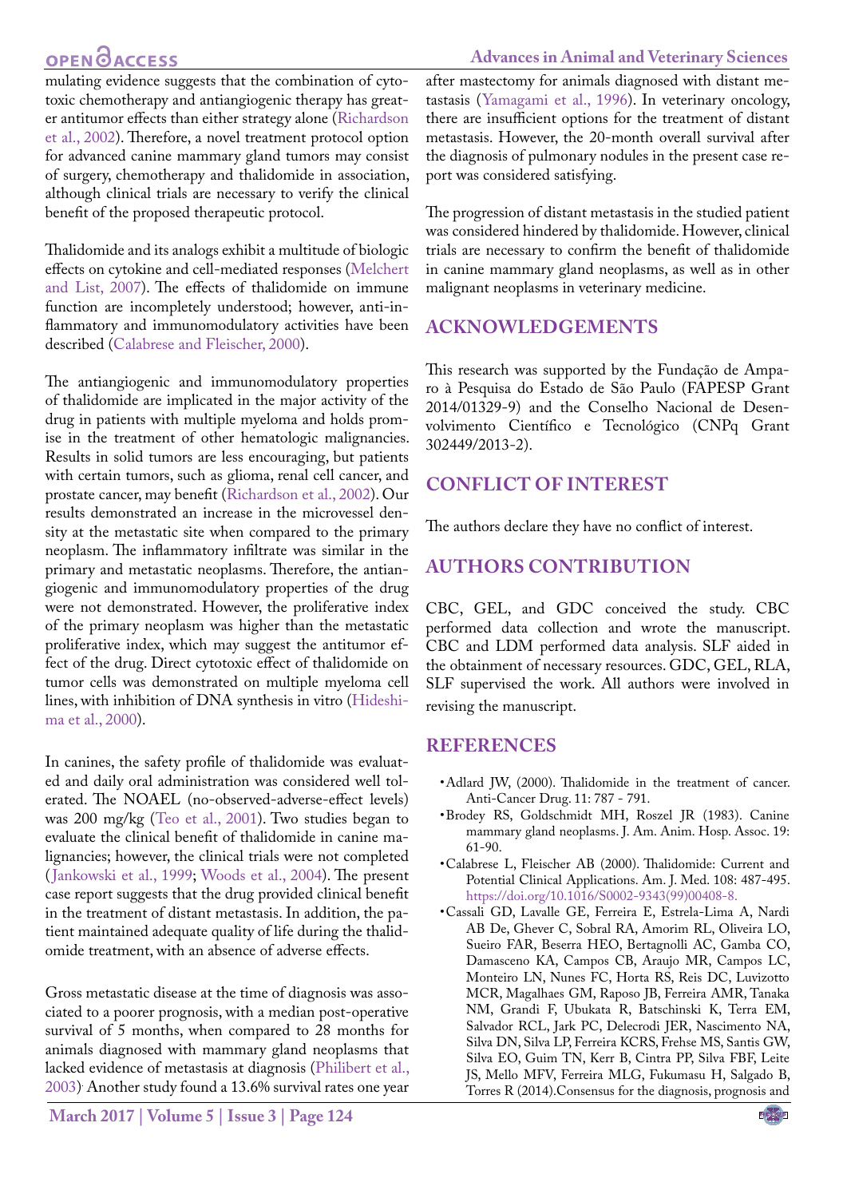mulating evidence suggests that the combination of cytotoxic chemotherapy and antiangiogenic therapy has greater antitumor effects than either strategy alone (Richardson et al., 2002). Therefore, a novel treatment protocol option for advanced canine mammary gland tumors may consist of surgery, chemotherapy and thalidomide in association, although clinical trials are necessary to verify the clinical benefit of the proposed therapeutic protocol.

Thalidomide and its analogs exhibit a multitude of biologic effects on cytokine and cell-mediated responses (Melchert and List, 2007). The effects of thalidomide on immune function are incompletely understood; however, anti-inflammatory and immunomodulatory activities have been described (Calabrese and Fleischer, 2000).

The antiangiogenic and immunomodulatory properties of thalidomide are implicated in the major activity of the drug in patients with multiple myeloma and holds promise in the treatment of other hematologic malignancies. Results in solid tumors are less encouraging, but patients with certain tumors, such as glioma, renal cell cancer, and prostate cancer, may benefit (Richardson et al., 2002). Our results demonstrated an increase in the microvessel density at the metastatic site when compared to the primary neoplasm. The inflammatory infiltrate was similar in the primary and metastatic neoplasms. Therefore, the antiangiogenic and immunomodulatory properties of the drug were not demonstrated. However, the proliferative index of the primary neoplasm was higher than the metastatic proliferative index, which may suggest the antitumor effect of the drug. Direct cytotoxic effect of thalidomide on tumor cells was demonstrated on multiple myeloma cell lines, with inhibition of DNA synthesis in vitro (Hideshima et al., 2000).

In canines, the safety profile of thalidomide was evaluated and daily oral administration was considered well tolerated. The NOAEL (no-observed-adverse-effect levels) was 200 mg/kg (Teo et al., 2001). Two studies began to evaluate the clinical benefit of thalidomide in canine malignancies; however, the clinical trials were not completed (Jankowski et al., 1999; Woods et al., 2004). The present case report suggests that the drug provided clinical benefit in the treatment of distant metastasis. In addition, the patient maintained adequate quality of life during the thalidomide treatment, with an absence of adverse effects.

Gross metastatic disease at the time of diagnosis was associated to a poorer prognosis, with a median post-operative survival of 5 months, when compared to 28 months for animals diagnosed with mammary gland neoplasms that lacked evidence of metastasis at diagnosis (Philibert et al., 2003). Another study found a 13.6% survival rates one year after mastectomy for animals diagnosed with distant metastasis (Yamagami et al., 1996). In veterinary oncology, there are insufficient options for the treatment of distant metastasis. However, the 20-month overall survival after the diagnosis of pulmonary nodules in the present case report was considered satisfying.

The progression of distant metastasis in the studied patient was considered hindered by thalidomide. However, clinical trials are necessary to confirm the benefit of thalidomide in canine mammary gland neoplasms, as well as in other malignant neoplasms in veterinary medicine.

## ACKNOWLEDGEMENTS

This research was supported by the Fundação de Amparo à Pesquisa do Estado de São Paulo (FAPESP Grant 2014/01329-9) and the Conselho Nacional de Desenvolvimento Científico e Tecnológico (CNPq Grant 302449/2013-2).

## CONFLICT OF INTEREST

The authors declare they have no conflict of interest.

## AUTHORS CONTRIBUTION

CBC, GEL, and GDC conceived the study. CBC performed data collection and wrote the manuscript. CBC and LDM performed data analysis. SLF aided in the obtainment of necessary resources. GDC, GEL, RLA, SLF supervised the work. All authors were involved in revising the manuscript.

## REFERENCES

- Adlard JW, (2000). Thalidomide in the treatment of cancer. Anti-Cancer Drug. 11: 787 - 791.
- Brodey RS, Goldschmidt MH, Roszel JR (1983). Canine mammary gland neoplasms. J. Am. Anim. Hosp. Assoc. 19: 61-90.
- Calabrese L, Fleischer AB (2000). Thalidomide: Current and Potential Clinical Applications. Am. J. Med. 108: 487-495. https://doi.org/10.1016/S0002-9343(99)00408-8.
- Cassali GD, Lavalle GE, Ferreira E, Estrela-Lima A, Nardi AB De, Ghever C, Sobral RA, Amorim RL, Oliveira LO, Sueiro FAR, Beserra HEO, Bertagnolli AC, Gamba CO, Damasceno KA, Campos CB, Araujo MR, Campos LC, Monteiro LN, Nunes FC, Horta RS, Reis DC, Luvizotto MCR, Magalhaes GM, Raposo JB, Ferreira AMR, Tanaka NM, Grandi F, Ubukata R, Batschinski K, Terra EM, Salvador RCL, Jark PC, Delecrodi JER, Nascimento NA, Silva DN, Silva LP, Ferreira KCRS, Frehse MS, Santis GW, Silva EO, Guim TN, Kerr B, Cintra PP, Silva FBF, Leite JS, Mello MFV, Ferreira MLG, Fukumasu H, Salgado B, Torres R (2014).Consensus for the diagnosis, prognosis and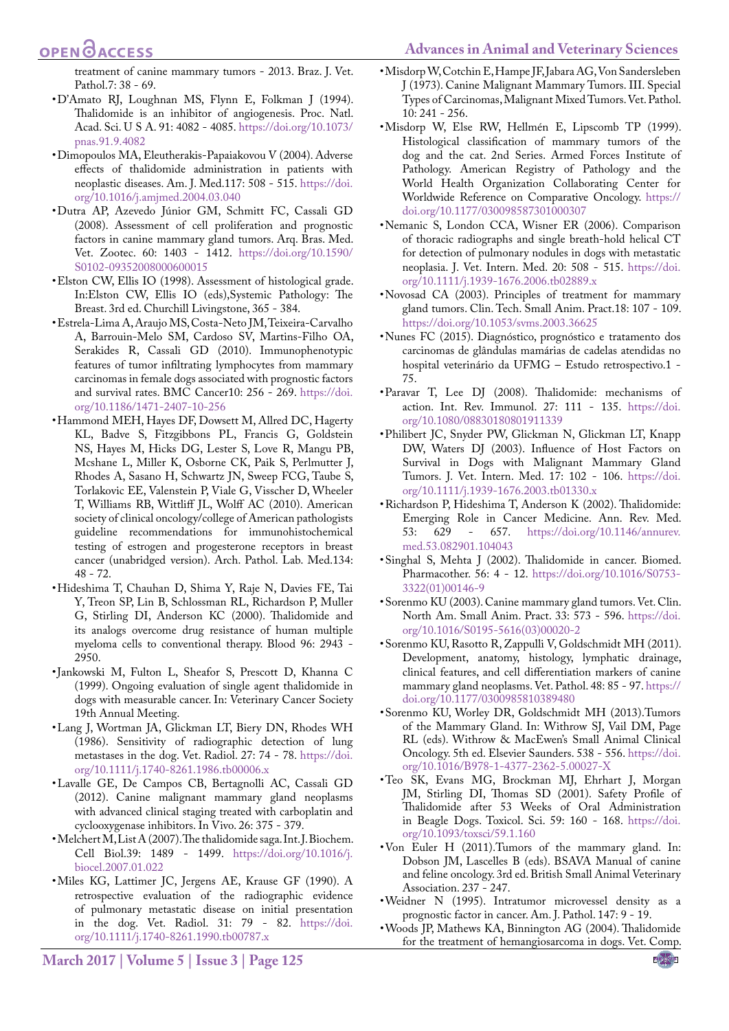treatment of canine mammary tumors - 2013. Braz. J. Vet. Pathol.7: 38 - 69.

- D'Amato RJ, Loughnan MS, Flynn E, Folkman J (1994). Thalidomide is an inhibitor of angiogenesis. Proc. Natl. Acad. Sci. U S A. 91: 4082 - 4085. https://doi.org/10.1073/pnas.91.9.4082
- Dimopoulos MA, Eleutherakis-Papaiakovou V (2004). Adverse effects of thalidomide administration in patients with neoplastic diseases. Am. J. Med.117: 508 - 515. https://doi.org/10.1016/j.amjmed.2004.03.040
- Dutra AP, Azevedo Júnior GM, Schmitt FC, Cassali GD (2008). Assessment of cell proliferation and prognostic factors in canine mammary gland tumors. Arq. Bras. Med. Vet. Zootec. 60: 1403 - 1412. https://doi.org/10.1590/S0102-09352008000600015
- Elston CW, Ellis IO (1998). Assessment of histological grade. In:Elston CW, Ellis IO (eds),Systemic Pathology: The Breast. 3rd ed. Churchill Livingstone, 365 - 384.
- Estrela-Lima A, Araujo MS, Costa-Neto JM, Teixeira-Carvalho A, Barrouin-Melo SM, Cardoso SV, Martins-Filho OA, Serakides R, Cassali GD (2010). Immunophenotypic features of tumor infiltrating lymphocytes from mammary carcinomas in female dogs associated with prognostic factors and survival rates. BMC Cancer10: 256 - 269. https://doi.org/10.1186/1471-2407-10-256
- Hammond MEH, Hayes DF, Dowsett M, Allred DC, Hagerty KL, Badve S, Fitzgibbons PL, Francis G, Goldstein NS, Hayes M, Hicks DG, Lester S, Love R, Mangu PB, Mcshane L, Miller K, Osborne CK, Paik S, Perlmutter J, Rhodes A, Sasano H, Schwartz JN, Sweep FCG, Taube S, Torlakovic EE, Valenstein P, Viale G, Visscher D, Wheeler T, Williams RB, Wittliff JL, Wolff AC (2010). American society of clinical oncology/college of American pathologists guideline recommendations for immunohistochemical testing of estrogen and progesterone receptors in breast cancer (unabridged version). Arch. Pathol. Lab. Med.134: 48 - 72.
- Hideshima T, Chauhan D, Shima Y, Raje N, Davies FE, Tai Y, Treon SP, Lin B, Schlossman RL, Richardson P, Muller G, Stirling DI, Anderson KC (2000). Thalidomide and its analogs overcome drug resistance of human multiple myeloma cells to conventional therapy. Blood 96: 2943 - 2950.
- Jankowski M, Fulton L, Sheafor S, Prescott D, Khanna C (1999). Ongoing evaluation of single agent thalidomide in dogs with measurable cancer. In: Veterinary Cancer Society 19th Annual Meeting.
- Lang J, Wortman JA, Glickman LT, Biery DN, Rhodes WH (1986). Sensitivity of radiographic detection of lung metastases in the dog. Vet. Radiol. 27: 74 - 78. https://doi.org/10.1111/j.1740-8261.1986.tb00006.x
- Lavalle GE, De Campos CB, Bertagnolli AC, Cassali GD (2012). Canine malignant mammary gland neoplasms with advanced clinical staging treated with carboplatin and cyclooxygenase inhibitors. In Vivo. 26: 375 - 379.
- Melchert M, List A (2007). The thalidomide saga. Int. J. Biochem. Cell Biol.39: 1489 - 1499. https://doi.org/10.1016/j.biocel.2007.01.022
- Miles KG, Lattimer JC, Jergens AE, Krause GF (1990). A retrospective evaluation of the radiographic evidence of pulmonary metastatic disease on initial presentation in the dog. Vet. Radiol. 31: 79 - 82. https://doi.org/10.1111/j.1740-8261.1990.tb00787.x
- Misdorp W, Cotchin E, Hampe JF, Jabara AG, Von Sandersleben J (1973). Canine Malignant Mammary Tumors. III. Special Types of Carcinomas, Malignant Mixed Tumors. Vet. Pathol. 10: 241 - 256.
- Misdorp W, Else RW, Hellmén E, Lipscomb TP (1999). Histological classification of mammary tumors of the dog and the cat. 2nd Series. Armed Forces Institute of Pathology. American Registry of Pathology and the World Health Organization Collaborating Center for Worldwide Reference on Comparative Oncology. https://doi.org/10.1177/030098587301000307
- Nemanic S, London CCA, Wisner ER (2006). Comparison of thoracic radiographs and single breath-hold helical CT for detection of pulmonary nodules in dogs with metastatic neoplasia. J. Vet. Intern. Med. 20: 508 - 515. https://doi.org/10.1111/j.1939-1676.2006.tb02889.x
- Novosad CA (2003). Principles of treatment for mammary gland tumors. Clin. Tech. Small Anim. Pract.18: 107 - 109. https://doi.org/10.1053/svms.2003.36625
- Nunes FC (2015). Diagnóstico, prognóstico e tratamento dos carcinomas de glândulas mamárias de cadelas atendidas no hospital veterinário da UFMG – Estudo retrospectivo.1 - 75.
- Paravar T, Lee DJ (2008). Thalidomide: mechanisms of action. Int. Rev. Immunol. 27: 111 - 135. https://doi.org/10.1080/08830180801911339
- Philibert JC, Snyder PW, Glickman N, Glickman LT, Knapp DW, Waters DJ (2003). Influence of Host Factors on Survival in Dogs with Malignant Mammary Gland Tumors. J. Vet. Intern. Med. 17: 102 - 106. https://doi.org/10.1111/j.1939-1676.2003.tb01330.x
- Richardson P, Hideshima T, Anderson K (2002). Thalidomide: Emerging Role in Cancer Medicine. Ann. Rev. Med. 53: 629 - 657. https://doi.org/10.1146/annurev.med.53.082901.104043
- Singhal S, Mehta J (2002). Thalidomide in cancer. Biomed. Pharmacother. 56: 4 - 12. https://doi.org/10.1016/S0753-3322(01)00146-9
- Sorenmo KU (2003). Canine mammary gland tumors. Vet. Clin. North Am. Small Anim. Pract. 33: 573 - 596. https://doi.org/10.1016/S0195-5616(03)00020-2
- Sorenmo KU, Rasotto R, Zappulli V, Goldschmidt MH (2011). Development, anatomy, histology, lymphatic drainage, clinical features, and cell differentiation markers of canine mammary gland neoplasms. Vet. Pathol. 48: 85 - 97. https://doi.org/10.1177/0300985810389480
- Sorenmo KU, Worley DR, Goldschmidt MH (2013).Tumors of the Mammary Gland. In: Withrow SJ, Vail DM, Page RL (eds). Withrow & MacEwen's Small Animal Clinical Oncology. 5th ed. Elsevier Saunders. 538 - 556. https://doi.org/10.1016/B978-1-4377-2362-5.00027-X
- Teo SK, Evans MG, Brockman MJ, Ehrhart J, Morgan JM, Stirling DI, Thomas SD (2001). Safety Profile of Thalidomide after 53 Weeks of Oral Administration in Beagle Dogs. Toxicol. Sci. 59: 160 - 168. https://doi.org/10.1093/toxsci/59.1.160
- Von Euler H (2011).Tumors of the mammary gland. In: Dobson JM, Lascelles B (eds). BSAVA Manual of canine and feline oncology. 3rd ed. British Small Animal Veterinary Association. 237 - 247.
- Weidner N (1995). Intratumor microvessel density as a prognostic factor in cancer. Am. J. Pathol. 147: 9 - 19.
- Woods JP, Mathews KA, Binnington AG (2004). Thalidomide for the treatment of hemangiosarcoma in dogs. Vet. Comp.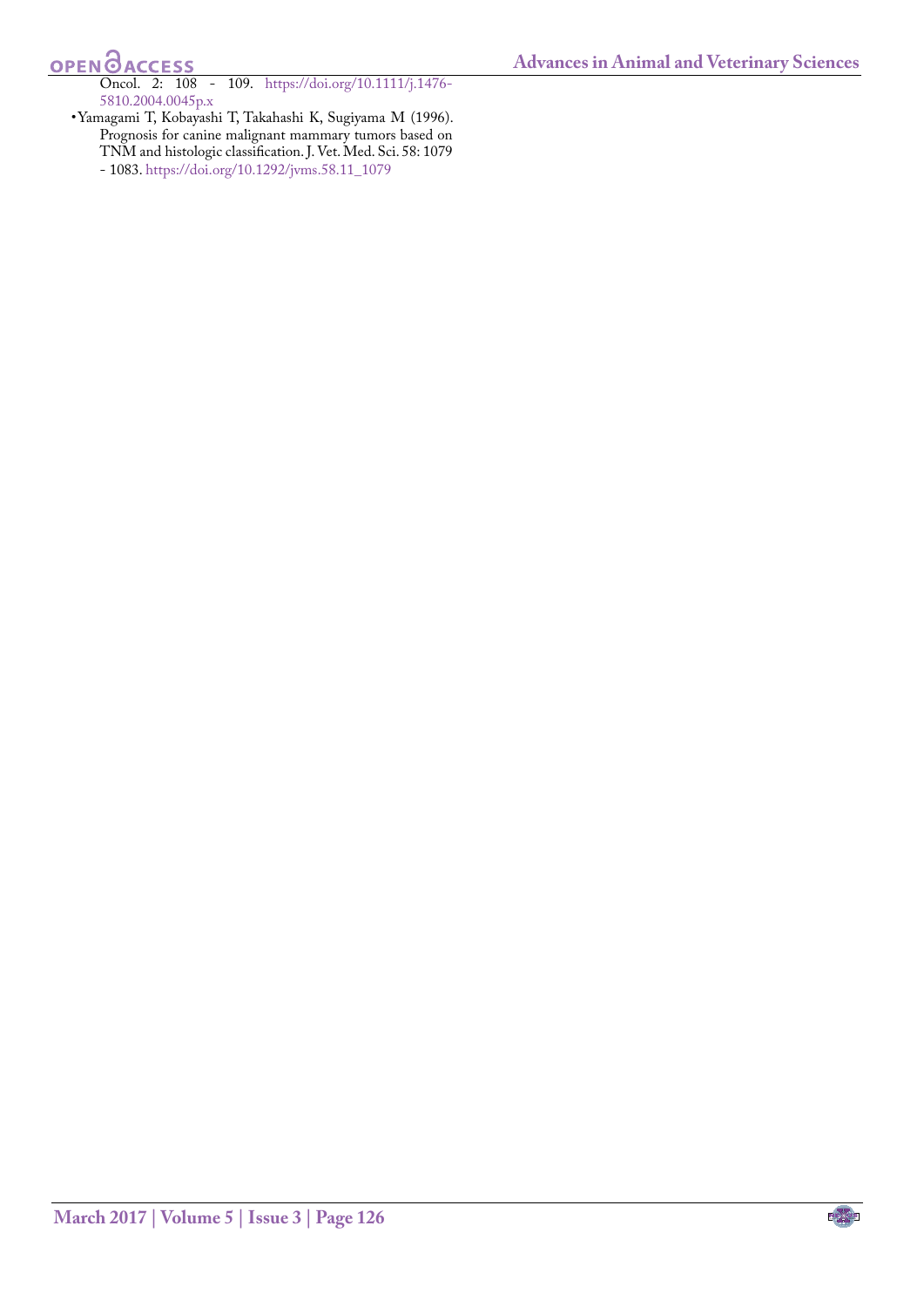Oncol. 2: 108 - 109. https://doi.org/10.1111/j.1476-5810.2004.0045p.x

- Yamagami T, Kobayashi T, Takahashi K, Sugiyama M (1996). Prognosis for canine malignant mammary tumors based on TNM and histologic classification. J. Vet. Med. Sci. 58: 1079 - 1083. https://doi.org/10.1292/jvms.58.11_1079